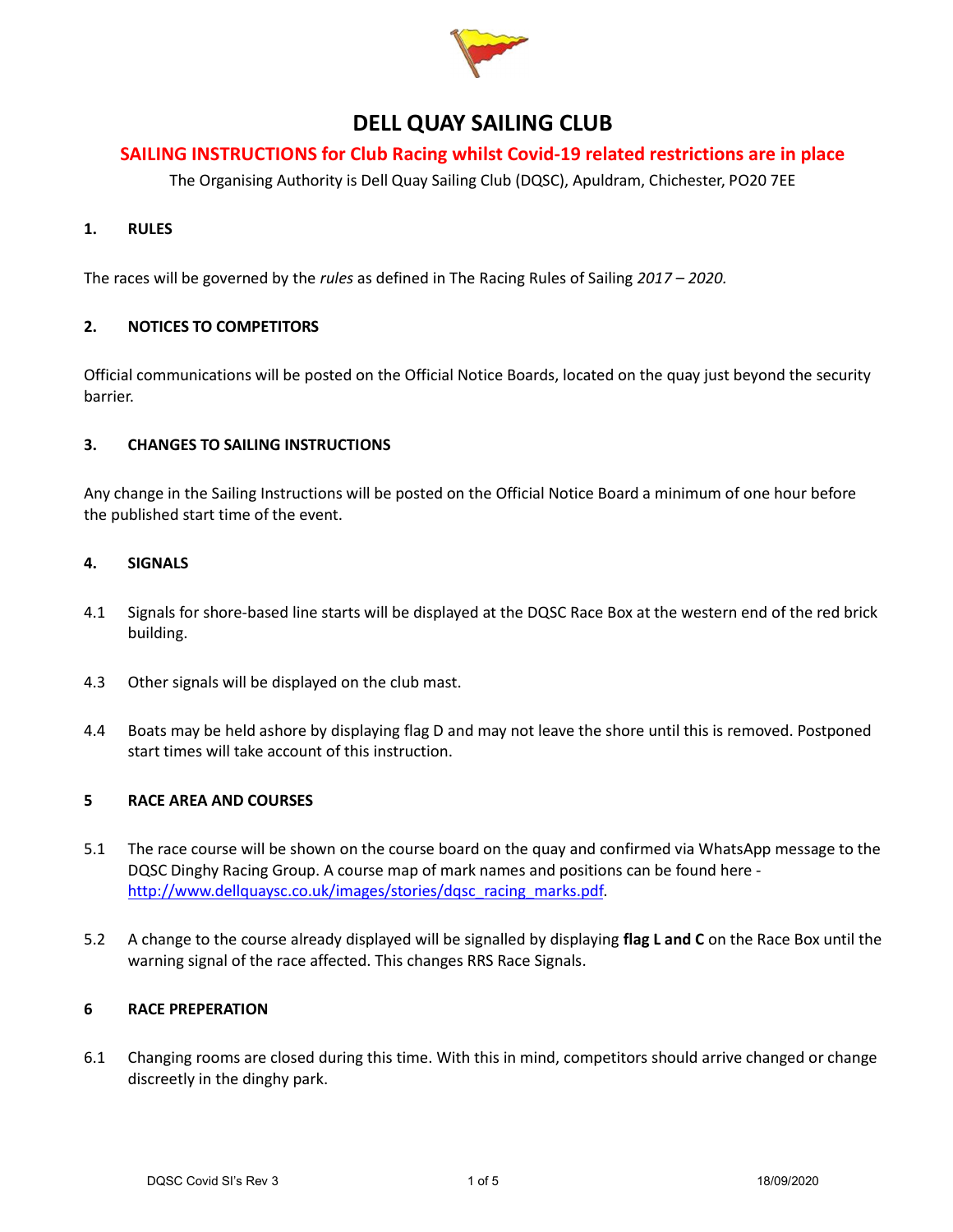# DELL QUAY SAILING CLUB

## SAILING INSTRUCTIONS for Club Racing whilst Covid-19 related restrictions are in place

The Organising Authority is Dell Quay Sailing Club (DQSC), Apuldram, Chichester, PO20 7EE

### 1. RULES

The races will be governed by the *rules* as defined in The Racing Rules of Sailing *2017 – 2020.*

### 2. NOTICES TO COMPETITORS

Official communications will be posted on the Official Notice Boards, located on the quay just beyond the security barrier.

### 3. CHANGES TO SAILING INSTRUCTIONS

Any change in the Sailing Instructions will be posted on the Official Notice Board a minimum of one hour before the published start time of the event.

### 4. SIGNALS

4.1 Signals for shore-based line starts will be displayed at the DQSC Race Box at the western end of the red brick building.

4.3 Other signals will be displayed on the club mast.

4.4 Boats may be held ashore by displaying flag D and may not leave the shore until this is removed. Postponed start times will take account of this instruction.

### 5 RACE AREA AND COURSES

5.1 The race course will be shown on the course board on the quay and confirmed via WhatsApp message to the DQSC Dinghy Racing Group. A course map of mark names and positions can be found here - [http://www.dellquaysc.co.uk/images/stories/dqsc_racing_marks.pdf](http://www.dellquaysc.co.uk/images/stories/dqsc_racing_marks.pdf).

5.2 A change to the course already displayed will be signalled by displaying **flag L and C** on the Race Box until the warning signal of the race affected. This changes RRS Race Signals.

### 6 RACE PREPERATION

6.1 Changing rooms are closed during this time. With this in mind, competitors should arrive changed or change discreetly in the dinghy park.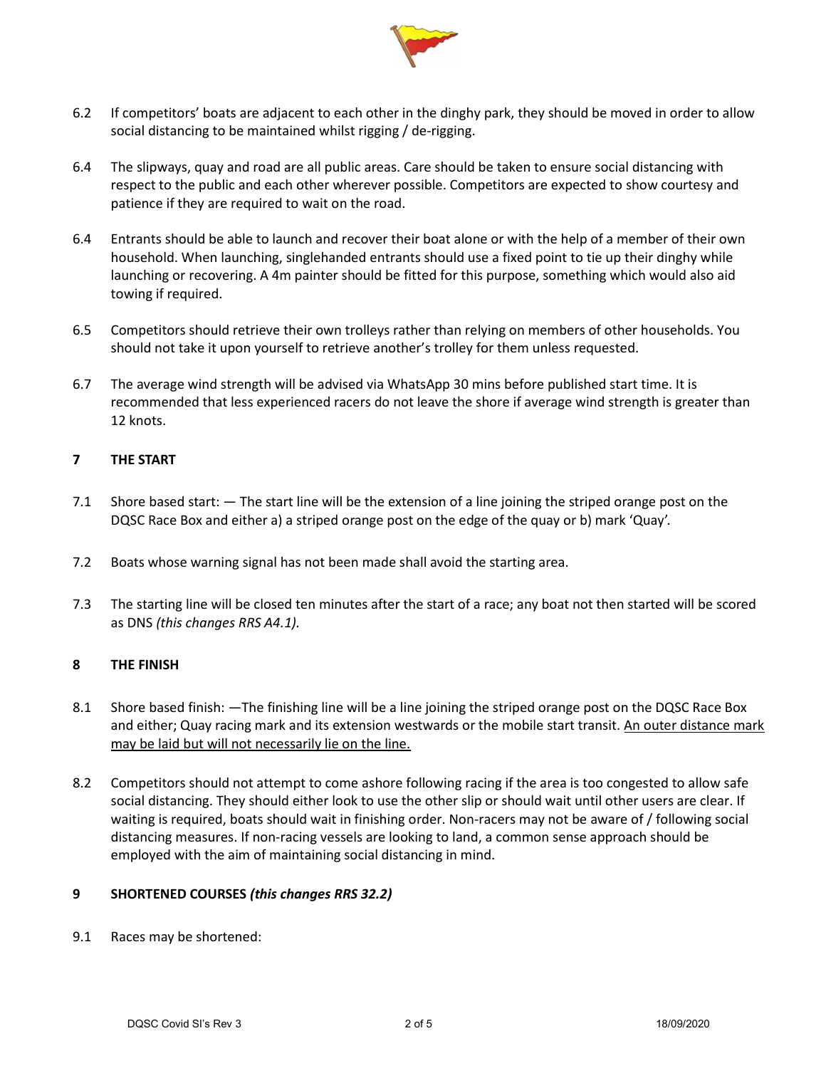6.2 If competitors' boats are adjacent to each other in the dinghy park, they should be moved in order to allow social distancing to be maintained whilst rigging / de-rigging.

6.4 The slipways, quay and road are all public areas. Care should be taken to ensure social distancing with respect to the public and each other wherever possible. Competitors are expected to show courtesy and patience if they are required to wait on the road.

6.4 Entrants should be able to launch and recover their boat alone or with the help of a member of their own household. When launching, singlehanded entrants should use a fixed point to tie up their dinghy while launching or recovering. A 4m painter should be fitted for this purpose, something which would also aid towing if required.

6.5 Competitors should retrieve their own trolleys rather than relying on members of other households. You should not take it upon yourself to retrieve another's trolley for them unless requested.

6.7 The average wind strength will be advised via WhatsApp 30 mins before published start time. It is recommended that less experienced racers do not leave the shore if average wind strength is greater than 12 knots.

## 7 THE START

7.1 Shore based start: — The start line will be the extension of a line joining the striped orange post on the DQSC Race Box and either a) a striped orange post on the edge of the quay or b) mark 'Quay'.

7.2 Boats whose warning signal has not been made shall avoid the starting area.

7.3 The starting line will be closed ten minutes after the start of a race; any boat not then started will be scored as DNS *(this changes RRS A4.1).*

## 8 THE FINISH

8.1 Shore based finish: —The finishing line will be a line joining the striped orange post on the DQSC Race Box and either; Quay racing mark and its extension westwards or the mobile start transit. <u>An outer distance mark may be laid but will not necessarily lie on the line.</u>

8.2 Competitors should not attempt to come ashore following racing if the area is too congested to allow safe social distancing. They should either look to use the other slip or should wait until other users are clear. If waiting is required, boats should wait in finishing order. Non-racers may not be aware of / following social distancing measures. If non-racing vessels are looking to land, a common sense approach should be employed with the aim of maintaining social distancing in mind.

## 9 SHORTENED COURSES *(this changes RRS 32.2)*

9.1 Races may be shortened: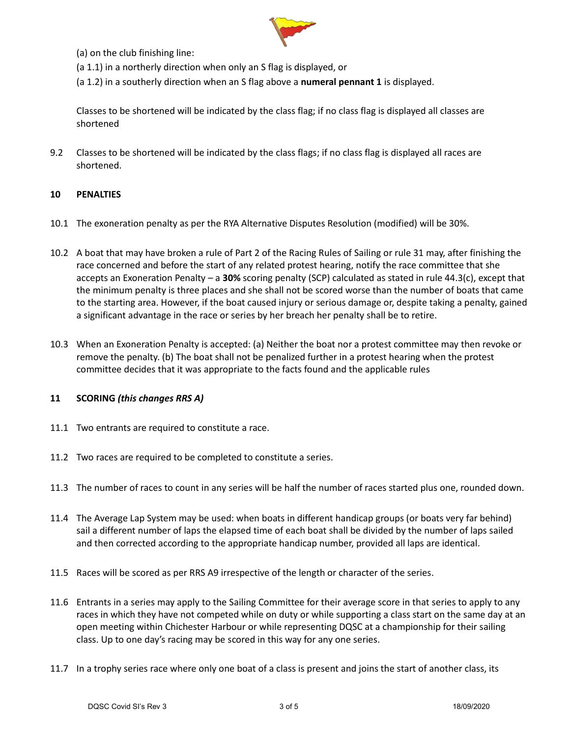(a) on the club finishing line:

(a 1.1) in a northerly direction when only an S flag is displayed, or

(a 1.2) in a southerly direction when an S flag above a **numeral pennant 1** is displayed.

Classes to be shortened will be indicated by the class flag; if no class flag is displayed all classes are shortened

9.2 Classes to be shortened will be indicated by the class flags; if no class flag is displayed all races are shortened.

## 10 PENALTIES

10.1 The exoneration penalty as per the RYA Alternative Disputes Resolution (modified) will be 30%.

10.2 A boat that may have broken a rule of Part 2 of the Racing Rules of Sailing or rule 31 may, after finishing the race concerned and before the start of any related protest hearing, notify the race committee that she accepts an Exoneration Penalty – a **30%** scoring penalty (SCP) calculated as stated in rule 44.3(c), except that the minimum penalty is three places and she shall not be scored worse than the number of boats that came to the starting area. However, if the boat caused injury or serious damage or, despite taking a penalty, gained a significant advantage in the race or series by her breach her penalty shall be to retire.

10.3 When an Exoneration Penalty is accepted: (a) Neither the boat nor a protest committee may then revoke or remove the penalty. (b) The boat shall not be penalized further in a protest hearing when the protest committee decides that it was appropriate to the facts found and the applicable rules

## 11 SCORING *(this changes RRS A)*

11.1 Two entrants are required to constitute a race.

11.2 Two races are required to be completed to constitute a series.

11.3 The number of races to count in any series will be half the number of races started plus one, rounded down.

11.4 The Average Lap System may be used: when boats in different handicap groups (or boats very far behind) sail a different number of laps the elapsed time of each boat shall be divided by the number of laps sailed and then corrected according to the appropriate handicap number, provided all laps are identical.

11.5 Races will be scored as per RRS A9 irrespective of the length or character of the series.

11.6 Entrants in a series may apply to the Sailing Committee for their average score in that series to apply to any races in which they have not competed while on duty or while supporting a class start on the same day at an open meeting within Chichester Harbour or while representing DQSC at a championship for their sailing class. Up to one day's racing may be scored in this way for any one series.

11.7 In a trophy series race where only one boat of a class is present and joins the start of another class, its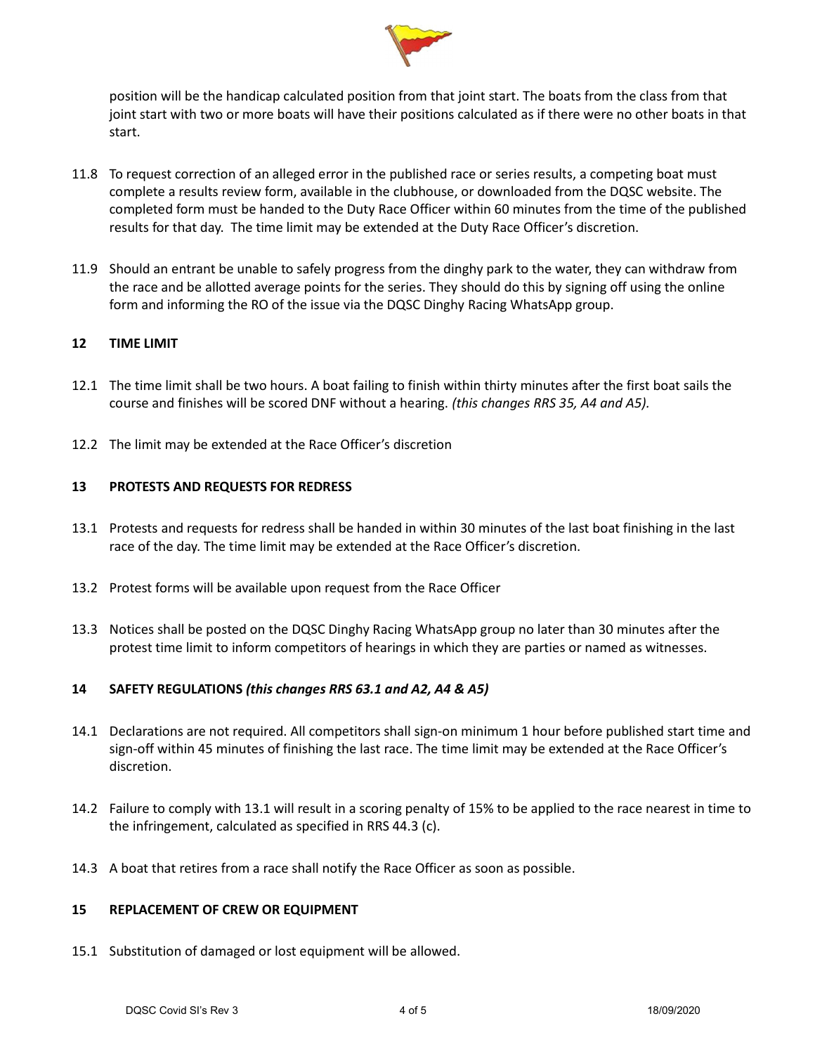position will be the handicap calculated position from that joint start. The boats from the class from that joint start with two or more boats will have their positions calculated as if there were no other boats in that start.

11.8 To request correction of an alleged error in the published race or series results, a competing boat must complete a results review form, available in the clubhouse, or downloaded from the DQSC website. The completed form must be handed to the Duty Race Officer within 60 minutes from the time of the published results for that day. The time limit may be extended at the Duty Race Officer's discretion.

11.9 Should an entrant be unable to safely progress from the dinghy park to the water, they can withdraw from the race and be allotted average points for the series. They should do this by signing off using the online form and informing the RO of the issue via the DQSC Dinghy Racing WhatsApp group.

## 12 TIME LIMIT

12.1 The time limit shall be two hours. A boat failing to finish within thirty minutes after the first boat sails the course and finishes will be scored DNF without a hearing. *(this changes RRS 35, A4 and A5).*

12.2 The limit may be extended at the Race Officer's discretion

## 13 PROTESTS AND REQUESTS FOR REDRESS

13.1 Protests and requests for redress shall be handed in within 30 minutes of the last boat finishing in the last race of the day. The time limit may be extended at the Race Officer's discretion.

13.2 Protest forms will be available upon request from the Race Officer

13.3 Notices shall be posted on the DQSC Dinghy Racing WhatsApp group no later than 30 minutes after the protest time limit to inform competitors of hearings in which they are parties or named as witnesses.

## 14 SAFETY REGULATIONS *(this changes RRS 63.1 and A2, A4 & A5)*

14.1 Declarations are not required. All competitors shall sign-on minimum 1 hour before published start time and sign-off within 45 minutes of finishing the last race. The time limit may be extended at the Race Officer's discretion.

14.2 Failure to comply with 13.1 will result in a scoring penalty of 15% to be applied to the race nearest in time to the infringement, calculated as specified in RRS 44.3 (c).

14.3 A boat that retires from a race shall notify the Race Officer as soon as possible.

## 15 REPLACEMENT OF CREW OR EQUIPMENT

15.1 Substitution of damaged or lost equipment will be allowed.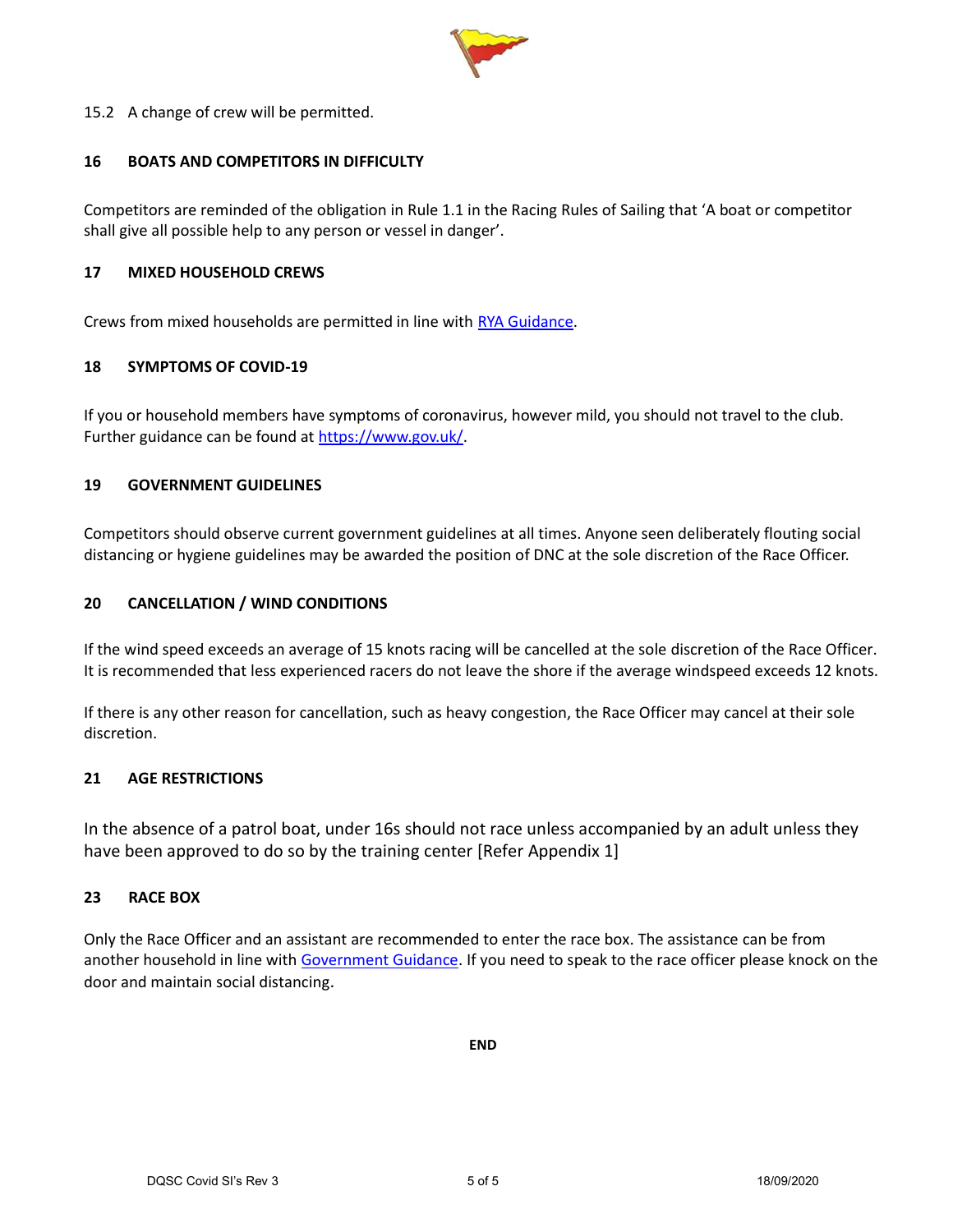15.2 A change of crew will be permitted.

## 16 BOATS AND COMPETITORS IN DIFFICULTY

Competitors are reminded of the obligation in Rule 1.1 in the Racing Rules of Sailing that 'A boat or competitor shall give all possible help to any person or vessel in danger'.

## 17 MIXED HOUSEHOLD CREWS

Crews from mixed households are permitted in line with RYA Guidance.

## 18 SYMPTOMS OF COVID-19

If you or household members have symptoms of coronavirus, however mild, you should not travel to the club. Further guidance can be found at https://www.gov.uk/.

## 19 GOVERNMENT GUIDELINES

Competitors should observe current government guidelines at all times. Anyone seen deliberately flouting social distancing or hygiene guidelines may be awarded the position of DNC at the sole discretion of the Race Officer.

## 20 CANCELLATION / WIND CONDITIONS

If the wind speed exceeds an average of 15 knots racing will be cancelled at the sole discretion of the Race Officer. It is recommended that less experienced racers do not leave the shore if the average windspeed exceeds 12 knots.

If there is any other reason for cancellation, such as heavy congestion, the Race Officer may cancel at their sole discretion.

## 21 AGE RESTRICTIONS

In the absence of a patrol boat, under 16s should not race unless accompanied by an adult unless they have been approved to do so by the training center [Refer Appendix 1]

## 23 RACE BOX

Only the Race Officer and an assistant are recommended to enter the race box. The assistance can be from another household in line with Government Guidance. If you need to speak to the race officer please knock on the door and maintain social distancing.

**END**